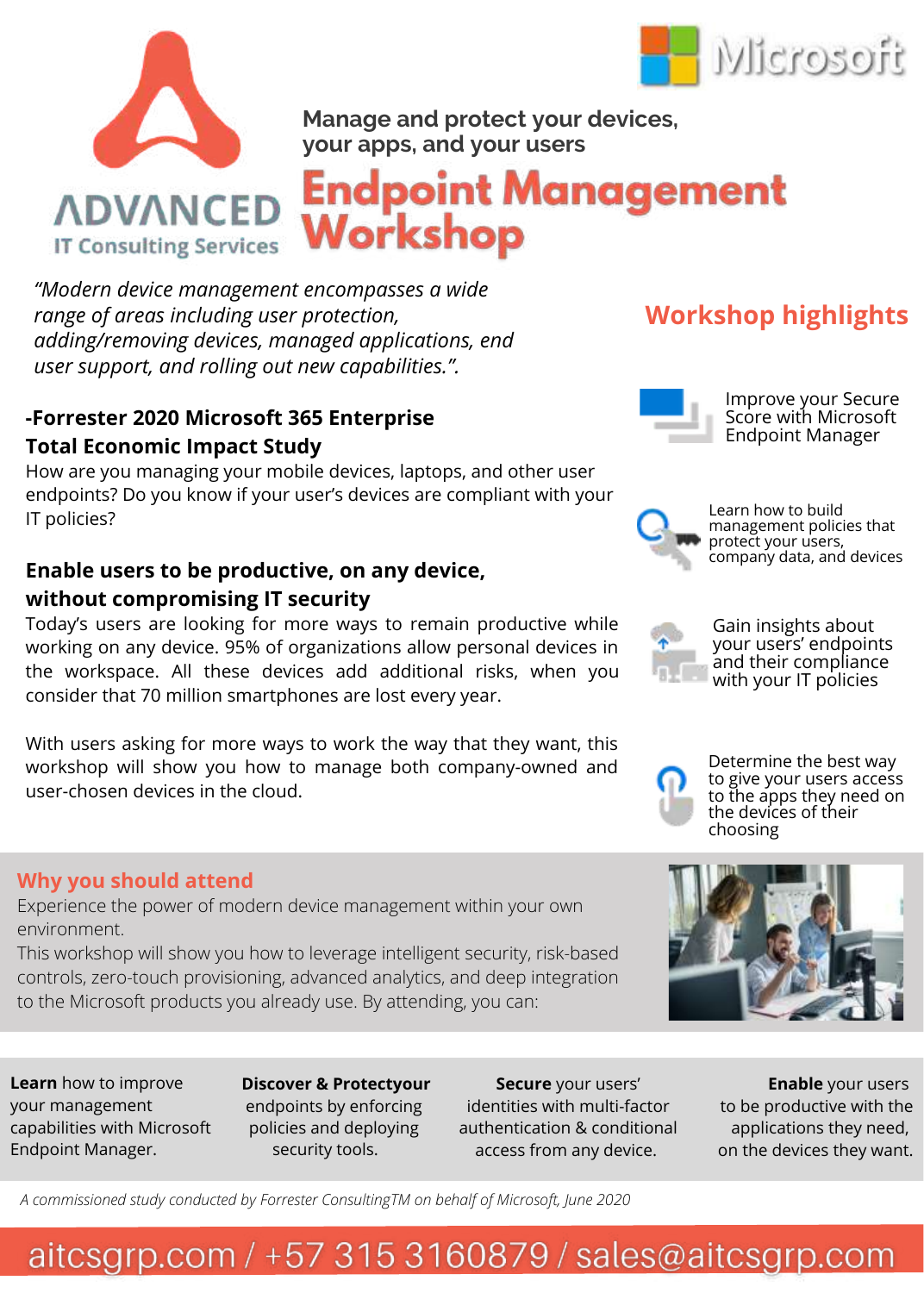ADVANCED
IT Consulting Services

Microsoft

Manage and protect your devices, your apps, and your users

# Endpoint Management Workshop

*"Modern device management encompasses a wide range of areas including user protection, adding/removing devices, managed applications, end user support, and rolling out new capabilities.".*

**-Forrester 2020 Microsoft 365 Enterprise Total Economic Impact Study**

How are you managing your mobile devices, laptops, and other user endpoints? Do you know if your user's devices are compliant with your IT policies?

### Enable users to be productive, on any device, without compromising IT security

Today's users are looking for more ways to remain productive while working on any device. 95% of organizations allow personal devices in the workspace. All these devices add additional risks, when you consider that 70 million smartphones are lost every year.

With users asking for more ways to work the way that they want, this workshop will show you how to manage both company-owned and user-chosen devices in the cloud.

## Workshop highlights

- Improve your Secure Score with Microsoft Endpoint Manager
- Learn how to build management policies that protect your users, company data, and devices
- Gain insights about your users' endpoints and their compliance with your IT policies
- Determine the best way to give your users access to the apps they need on the devices of their choosing

## Why you should attend

Experience the power of modern device management within your own environment.

This workshop will show you how to leverage intelligent security, risk-based controls, zero-touch provisioning, advanced analytics, and deep integration to the Microsoft products you already use. By attending, you can:

**Learn** how to improve your management capabilities with Microsoft Endpoint Manager.

**Discover & Protectyour** endpoints by enforcing policies and deploying security tools.

**Secure** your users' identities with multi-factor authentication & conditional access from any device.

**Enable** your users to be productive with the applications they need, on the devices they want.

*A commissioned study conducted by Forrester ConsultingTM on behalf of Microsoft, June 2020*

aitcsgrp.com / +57 315 3160879 / sales@aitcsgrp.com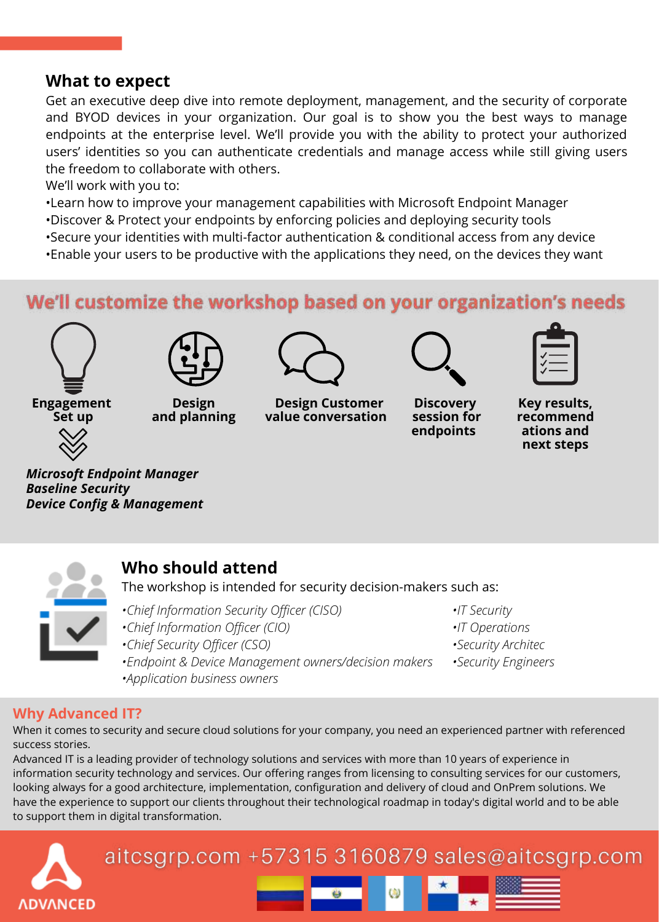## What to expect

Get an executive deep dive into remote deployment, management, and the security of corporate and BYOD devices in your organization. Our goal is to show you the best ways to manage endpoints at the enterprise level. We'll provide you with the ability to protect your authorized users' identities so you can authenticate credentials and manage access while still giving users the freedom to collaborate with others.

We'll work with you to:

- Learn how to improve your management capabilities with Microsoft Endpoint Manager
- Discover & Protect your endpoints by enforcing policies and deploying security tools
- Secure your identities with multi-factor authentication & conditional access from any device
- Enable your users to be productive with the applications they need, on the devices they want

## We'll customize the workshop based on your organization's needs

**Engagement Set up**

**Design and planning**

**Design Customer value conversation**

**Discovery session for endpoints**

**Key results, recommendations and next steps**

***Microsoft Endpoint Manager***
***Baseline Security***
***Device Config & Management***

## Who should attend

The workshop is intended for security decision-makers such as:

- *Chief Information Security Officer (CISO)*
- *Chief Information Officer (CIO)*
- *Chief Security Officer (CSO)*
- *Endpoint & Device Management owners/decision makers*
- *Application business owners*
- *IT Security*
- *IT Operations*
- *Security Architec*
- *Security Engineers*

## Why Advanced IT?

When it comes to security and secure cloud solutions for your company, you need an experienced partner with referenced success stories.

Advanced IT is a leading provider of technology solutions and services with more than 10 years of experience in information security technology and services. Our offering ranges from licensing to consulting services for our customers, looking always for a good architecture, implementation, configuration and delivery of cloud and OnPrem solutions. We have the experience to support our clients throughout their technological roadmap in today's digital world and to be able to support them in digital transformation.

aitcsgrp.com +57315 3160879 sales@aitcsgrp.com

ADVANCED